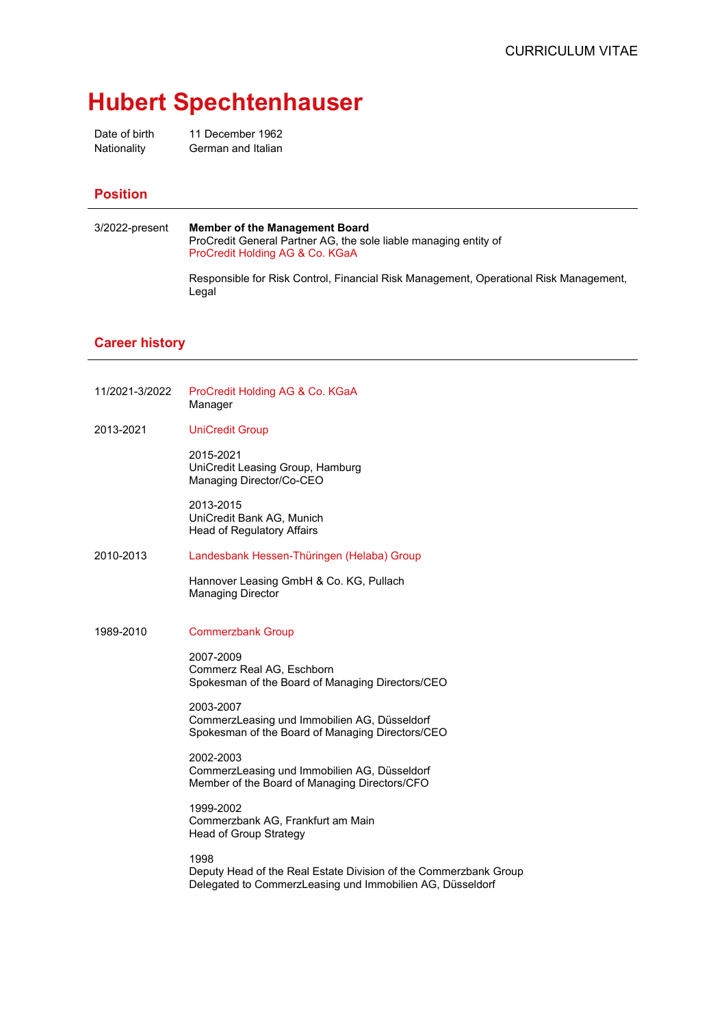CURRICULUM VITAE

# Hubert Spechtenhauser

| | |
|---|---|
| Date of birth | 11 December 1962 |
| Nationality | German and Italian |

## Position

3/2022-present

**Member of the Management Board**
ProCredit General Partner AG, the sole liable managing entity of
ProCredit Holding AG & Co. KGaA

Responsible for Risk Control, Financial Risk Management, Operational Risk Management, Legal

## Career history

**11/2021-3/2022** — ProCredit Holding AG & Co. KGaA
Manager

**2013-2021** — UniCredit Group

2015-2021
UniCredit Leasing Group, Hamburg
Managing Director/Co-CEO

2013-2015
UniCredit Bank AG, Munich
Head of Regulatory Affairs

**2010-2013** — Landesbank Hessen-Thüringen (Helaba) Group

Hannover Leasing GmbH & Co. KG, Pullach
Managing Director

**1989-2010** — Commerzbank Group

2007-2009
Commerz Real AG, Eschborn
Spokesman of the Board of Managing Directors/CEO

2003-2007
CommerzLeasing und Immobilien AG, Düsseldorf
Spokesman of the Board of Managing Directors/CEO

2002-2003
CommerzLeasing und Immobilien AG, Düsseldorf
Member of the Board of Managing Directors/CFO

1999-2002
Commerzbank AG, Frankfurt am Main
Head of Group Strategy

1998
Deputy Head of the Real Estate Division of the Commerzbank Group
Delegated to CommerzLeasing und Immobilien AG, Düsseldorf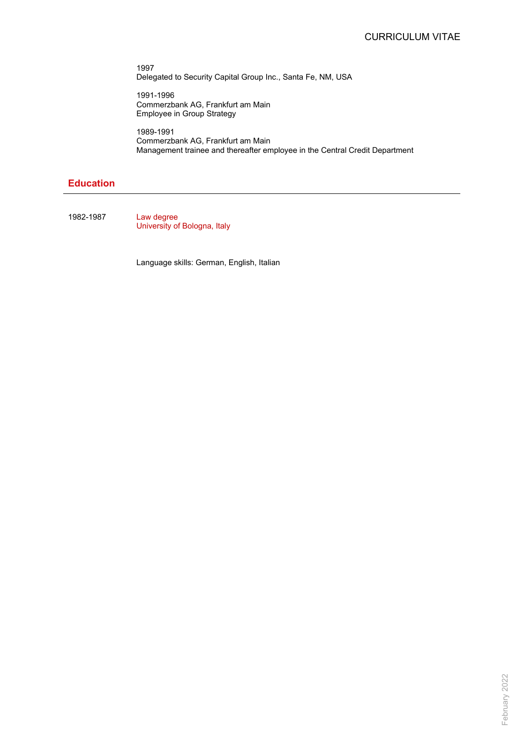1997
Delegated to Security Capital Group Inc., Santa Fe, NM, USA

1991-1996
Commerzbank AG, Frankfurt am Main
Employee in Group Strategy

1989-1991
Commerzbank AG, Frankfurt am Main
Management trainee and thereafter employee in the Central Credit Department

## Education

1982-1987 Law degree
University of Bologna, Italy

Language skills: German, English, Italian